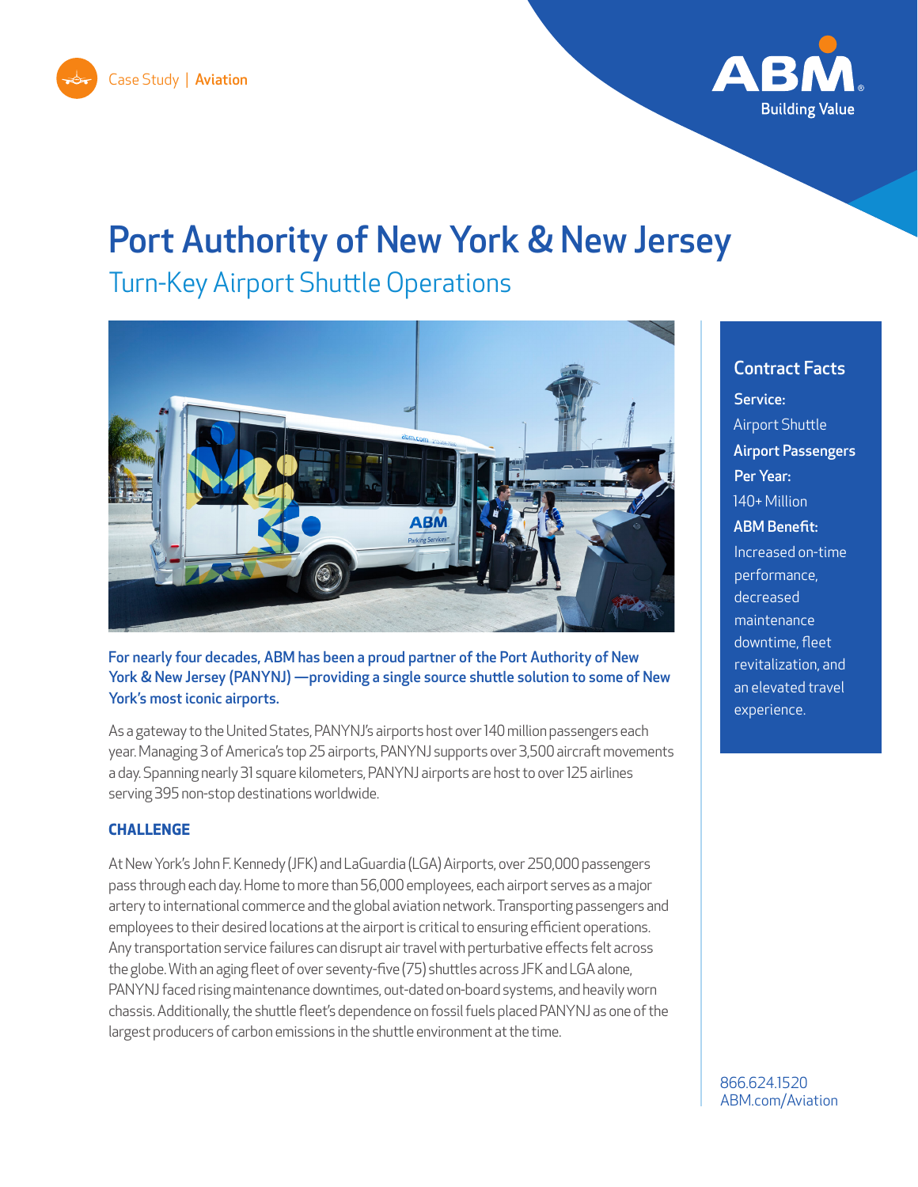Case Study | Aviation

# Port Authority of New York & New Jersey

## Turn-Key Airport Shuttle Operations

**For nearly four decades, ABM has been a proud partner of the Port Authority of New York & New Jersey (PANYNJ) —providing a single source shuttle solution to some of New York's most iconic airports.**

As a gateway to the United States, PANYNJ's airports host over 140 million passengers each year. Managing 3 of America's top 25 airports, PANYNJ supports over 3,500 aircraft movements a day. Spanning nearly 31 square kilometers, PANYNJ airports are host to over 125 airlines serving 395 non-stop destinations worldwide.

### CHALLENGE

At New York's John F. Kennedy (JFK) and LaGuardia (LGA) Airports, over 250,000 passengers pass through each day. Home to more than 56,000 employees, each airport serves as a major artery to international commerce and the global aviation network. Transporting passengers and employees to their desired locations at the airport is critical to ensuring efficient operations. Any transportation service failures can disrupt air travel with perturbative effects felt across the globe. With an aging fleet of over seventy-five (75) shuttles across JFK and LGA alone, PANYNJ faced rising maintenance downtimes, out-dated on-board systems, and heavily worn chassis. Additionally, the shuttle fleet's dependence on fossil fuels placed PANYNJ as one of the largest producers of carbon emissions in the shuttle environment at the time.

### Contract Facts

**Service:**
Airport Shuttle

**Airport Passengers Per Year:**
140+ Million

**ABM Benefit:**
Increased on-time performance, decreased maintenance downtime, fleet revitalization, and an elevated travel experience.

866.624.1520
ABM.com/Aviation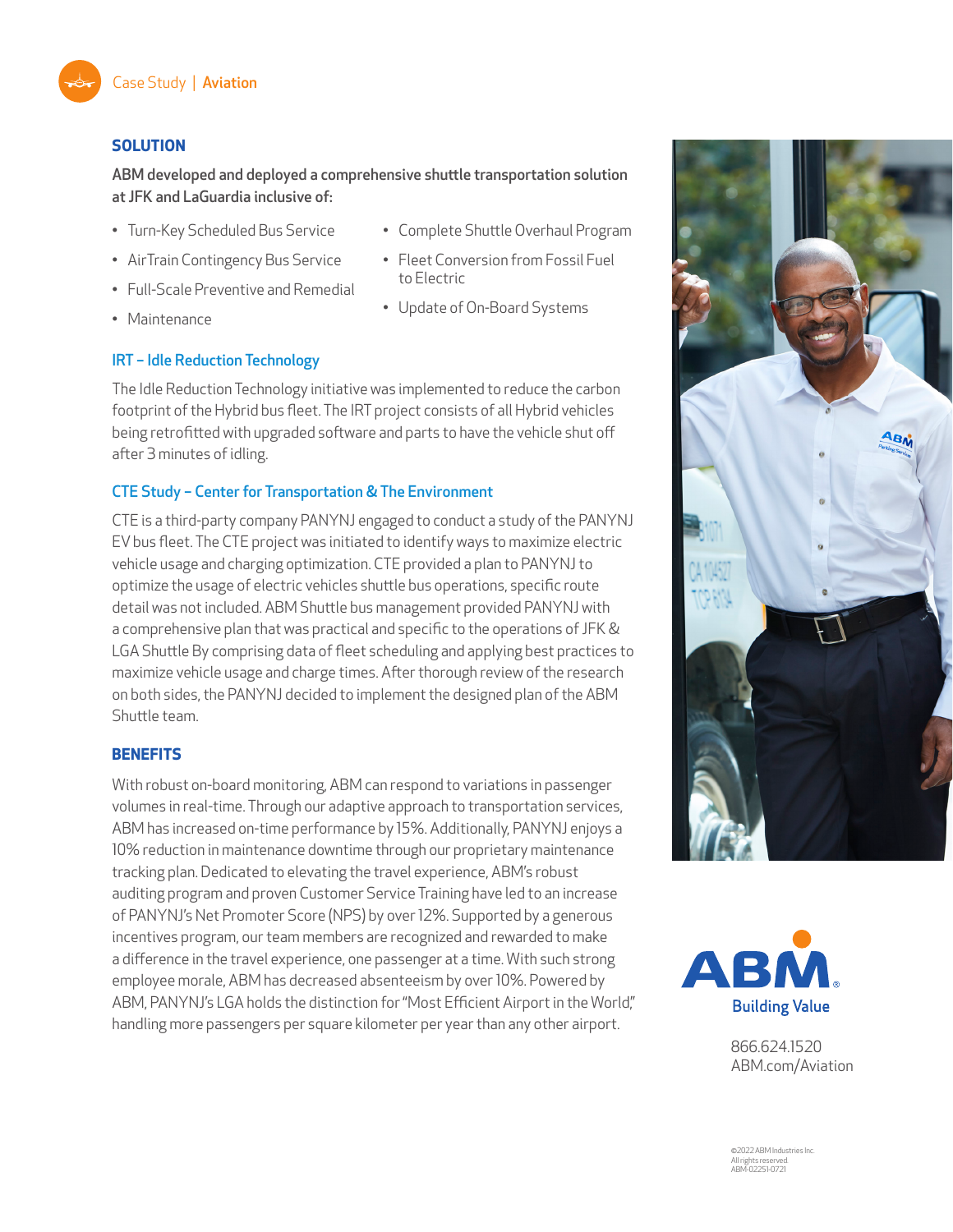Case Study | Aviation

## SOLUTION

**ABM developed and deployed a comprehensive shuttle transportation solution at JFK and LaGuardia inclusive of:**

- Turn-Key Scheduled Bus Service
- AirTrain Contingency Bus Service
- Full-Scale Preventive and Remedial
- Maintenance
- Complete Shuttle Overhaul Program
- Fleet Conversion from Fossil Fuel to Electric
- Update of On-Board Systems

### IRT – Idle Reduction Technology

The Idle Reduction Technology initiative was implemented to reduce the carbon footprint of the Hybrid bus fleet. The IRT project consists of all Hybrid vehicles being retrofitted with upgraded software and parts to have the vehicle shut off after 3 minutes of idling.

### CTE Study – Center for Transportation & The Environment

CTE is a third-party company PANYNJ engaged to conduct a study of the PANYNJ EV bus fleet. The CTE project was initiated to identify ways to maximize electric vehicle usage and charging optimization. CTE provided a plan to PANYNJ to optimize the usage of electric vehicles shuttle bus operations, specific route detail was not included. ABM Shuttle bus management provided PANYNJ with a comprehensive plan that was practical and specific to the operations of JFK & LGA Shuttle By comprising data of fleet scheduling and applying best practices to maximize vehicle usage and charge times. After thorough review of the research on both sides, the PANYNJ decided to implement the designed plan of the ABM Shuttle team.

## BENEFITS

With robust on-board monitoring, ABM can respond to variations in passenger volumes in real-time. Through our adaptive approach to transportation services, ABM has increased on-time performance by 15%. Additionally, PANYNJ enjoys a 10% reduction in maintenance downtime through our proprietary maintenance tracking plan. Dedicated to elevating the travel experience, ABM's robust auditing program and proven Customer Service Training have led to an increase of PANYNJ's Net Promoter Score (NPS) by over 12%. Supported by a generous incentives program, our team members are recognized and rewarded to make a difference in the travel experience, one passenger at a time. With such strong employee morale, ABM has decreased absenteeism by over 10%. Powered by ABM, PANYNJ's LGA holds the distinction for "Most Efficient Airport in the World," handling more passengers per square kilometer per year than any other airport.

ABM
Building Value

866.624.1520
ABM.com/Aviation

©2022 ABM Industries Inc.
All rights reserved.
ABM-02251-0721